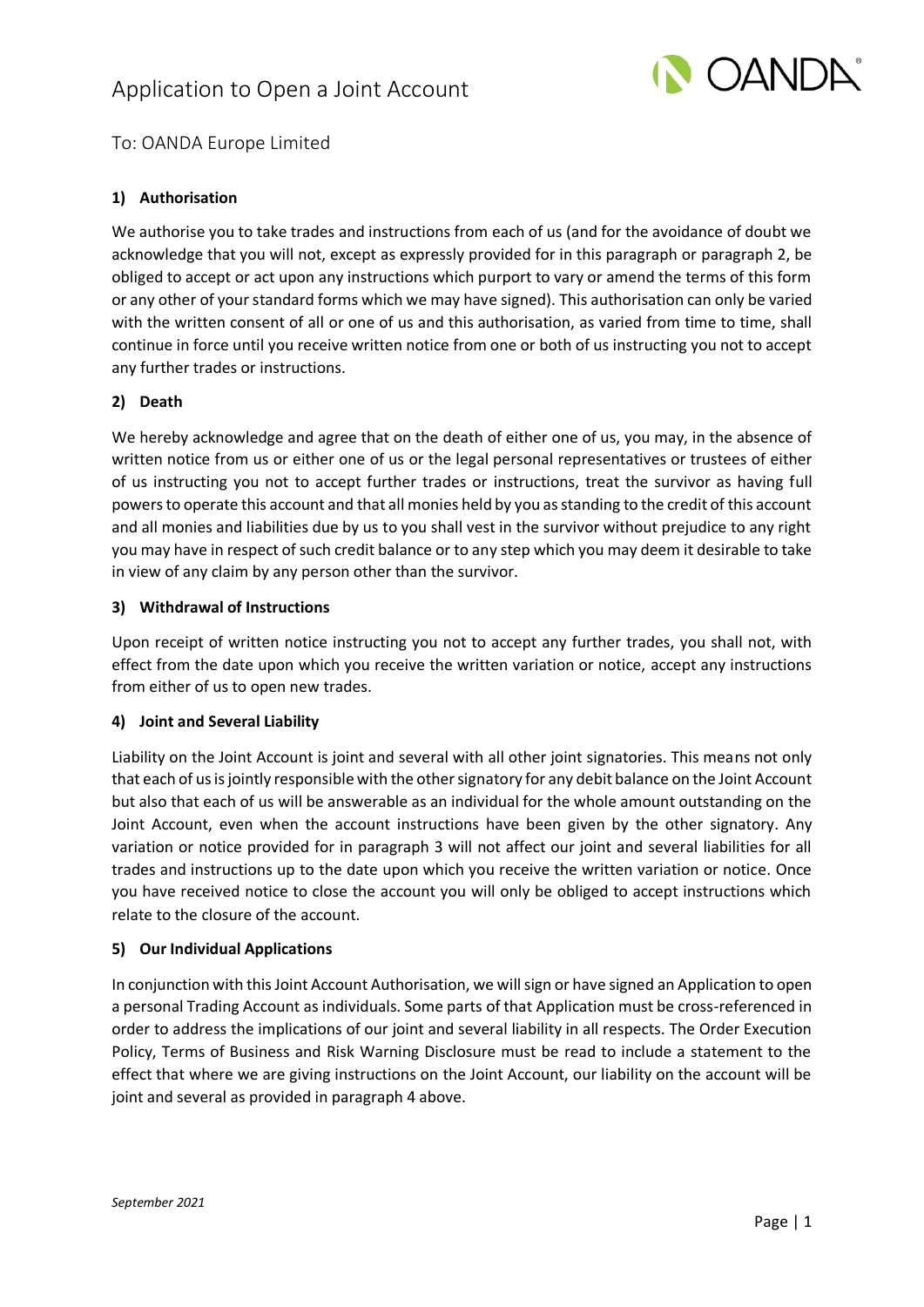# Application to Open a Joint Account

To: OANDA Europe Limited

**1) Authorisation**

We authorise you to take trades and instructions from each of us (and for the avoidance of doubt we acknowledge that you will not, except as expressly provided for in this paragraph or paragraph 2, be obliged to accept or act upon any instructions which purport to vary or amend the terms of this form or any other of your standard forms which we may have signed). This authorisation can only be varied with the written consent of all or one of us and this authorisation, as varied from time to time, shall continue in force until you receive written notice from one or both of us instructing you not to accept any further trades or instructions.

**2) Death**

We hereby acknowledge and agree that on the death of either one of us, you may, in the absence of written notice from us or either one of us or the legal personal representatives or trustees of either of us instructing you not to accept further trades or instructions, treat the survivor as having full powers to operate this account and that all monies held by you as standing to the credit of this account and all monies and liabilities due by us to you shall vest in the survivor without prejudice to any right you may have in respect of such credit balance or to any step which you may deem it desirable to take in view of any claim by any person other than the survivor.

**3) Withdrawal of Instructions**

Upon receipt of written notice instructing you not to accept any further trades, you shall not, with effect from the date upon which you receive the written variation or notice, accept any instructions from either of us to open new trades.

**4) Joint and Several Liability**

Liability on the Joint Account is joint and several with all other joint signatories. This means not only that each of us is jointly responsible with the other signatory for any debit balance on the Joint Account but also that each of us will be answerable as an individual for the whole amount outstanding on the Joint Account, even when the account instructions have been given by the other signatory. Any variation or notice provided for in paragraph 3 will not affect our joint and several liabilities for all trades and instructions up to the date upon which you receive the written variation or notice. Once you have received notice to close the account you will only be obliged to accept instructions which relate to the closure of the account.

**5) Our Individual Applications**

In conjunction with this Joint Account Authorisation, we will sign or have signed an Application to open a personal Trading Account as individuals. Some parts of that Application must be cross-referenced in order to address the implications of our joint and several liability in all respects. The Order Execution Policy, Terms of Business and Risk Warning Disclosure must be read to include a statement to the effect that where we are giving instructions on the Joint Account, our liability on the account will be joint and several as provided in paragraph 4 above.

*September 2021*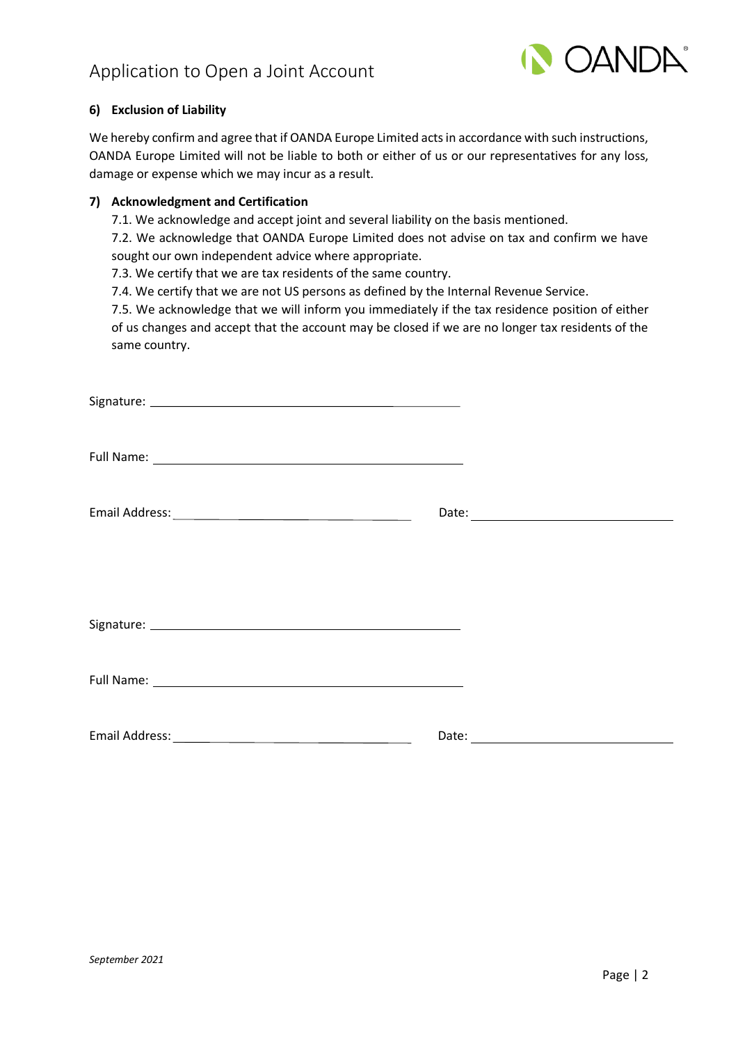### 6) Exclusion of Liability

We hereby confirm and agree that if OANDA Europe Limited acts in accordance with such instructions, OANDA Europe Limited will not be liable to both or either of us or our representatives for any loss, damage or expense which we may incur as a result.

### 7) Acknowledgment and Certification

7.1. We acknowledge and accept joint and several liability on the basis mentioned.

7.2. We acknowledge that OANDA Europe Limited does not advise on tax and confirm we have sought our own independent advice where appropriate.

7.3. We certify that we are tax residents of the same country.

7.4. We certify that we are not US persons as defined by the Internal Revenue Service.

7.5. We acknowledge that we will inform you immediately if the tax residence position of either of us changes and accept that the account may be closed if we are no longer tax residents of the same country.

Signature: ______________________________

Full Name: ______________________________

Email Address: ______________________________ Date: ____________________

Signature: ______________________________

Full Name: ______________________________

Email Address: ______________________________ Date: ____________________

*September 2021*